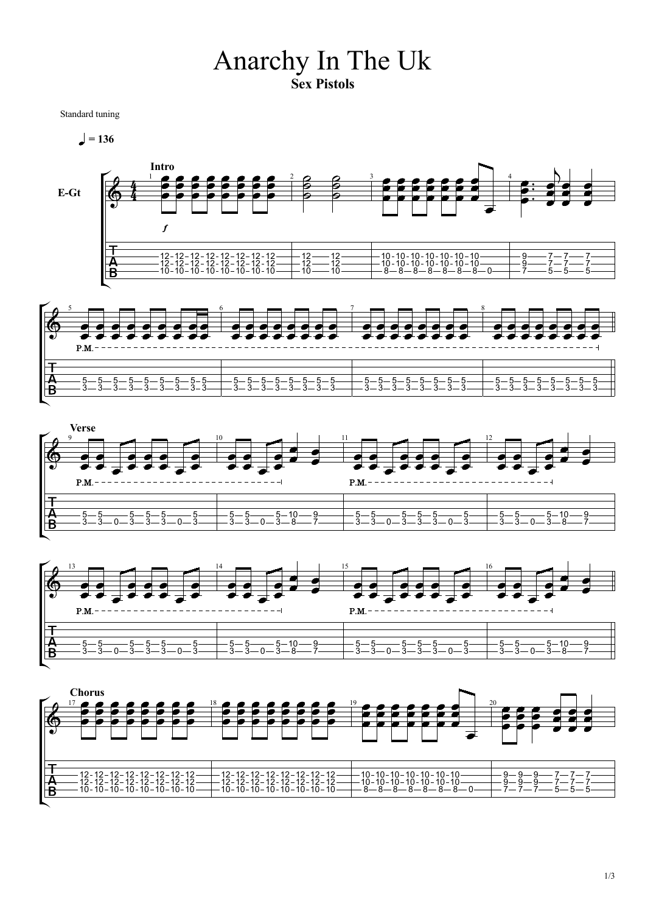# Anarchy In The Uk

**Sex Pistols**

Standard tuning

♩ = 136

**Intro**

E-Gt

```
   1                                  2            3                                  4
e|----------------------------------|------------|----------------------------------|------------------|
B|-12-12-12-12-12-12-12-12----------|-12----12---|-10-10-10-10-10-10-10-10----------|-9----7--7---7----|
G|-12-12-12-12-12-12-12-12----------|-12----12---|-10-10-10-10-10-10-10-10----------|-9----7--7---7----|
D|-10-10-10-10-10-10-10-10----------|-10----10---|-8--8--8--8--8--8--8--0-----------|-7----5--5---5----|
A|----------------------------------|------------|----------------------------------|------------------|
E|----------------------------------|------------|----------------------------------|------------------|
```

```
   5                          6                         7                         8
   P.M. - - - - - - - - - - - - - - - - - - - - - - - - - - - - - - - - - - - - - - - - - - - - - - - - -|
e|---------------------------|-------------------------|-------------------------|-------------------------||
B|---------------------------|-------------------------|-------------------------|-------------------------||
G|-5--5--5--5--5--5--5--5-5--|-5--5--5--5--5--5--5--5--|-5--5--5--5--5--5--5--5--|-5--5--5--5--5--5--5--5--||
D|-3--3--3--3--3--3--3--3-3--|-3--3--3--3--3--3--3--3--|-3--3--3--3--3--3--3--3--|-3--3--3--3--3--3--3--3--||
A|---------------------------|-------------------------|-------------------------|-------------------------||
E|---------------------------|-------------------------|-------------------------|-------------------------||
```

**Verse**

```
   9                          10                        11                        12
   P.M. - - - - - - - - - - - - - - - - - - - - - -|    P.M. - - - - - - - - - - - - - - - - - - - - -|
e|---------------------------|-------------------------|-------------------------|-------------------------|
B|---------------------------|-------------------------|-------------------------|-------------------------|
G|-5--5-----5--5--5-----5----|-5--5-----5--10---9------|-5--5-----5--5--5-----5--|-5--5-----5--10---9------|
D|-3--3--0--3--3--3--0--3----|-3--3--0--3--8----7------|-3--3--0--3--3--3--0--3--|-3--3--0--3--8----7------|
A|---------------------------|-------------------------|-------------------------|-------------------------|
E|---------------------------|-------------------------|-------------------------|-------------------------|
```

```
   13                         14                        15                        16
   P.M. - - - - - - - - - - - - - - - - - - - - - -|    P.M. - - - - - - - - - - - - - - - - - - - - -|
e|---------------------------|-------------------------|-------------------------|-------------------------||
B|---------------------------|-------------------------|-------------------------|-------------------------||
G|-5--5-----5--5--5-----5----|-5--5-----5--10---9------|-5--5-----5--5--5-----5--|-5--5-----5--10---9------||
D|-3--3--0--3--3--3--0--3----|-3--3--0--3--8----7------|-3--3--0--3--3--3--0--3--|-3--3--0--3--8----7------||
A|---------------------------|-------------------------|-------------------------|-------------------------||
E|---------------------------|-------------------------|-------------------------|-------------------------||
```

**Chorus**

```
   17                                18                                19                                20
e|---------------------------------|---------------------------------|---------------------------------|--------------------|
B|-12-12-12-12-12-12-12-12---------|-12-12-12-12-12-12-12-12---------|-10-10-10-10-10-10-10-10---------|-9--9--9---7--7--7--|
G|-12-12-12-12-12-12-12-12---------|-12-12-12-12-12-12-12-12---------|-10-10-10-10-10-10-10-10---------|-9--9--9---7--7--7--|
D|-10-10-10-10-10-10-10-10---------|-10-10-10-10-10-10-10-10---------|-8--8--8--8--8--8--8--0----------|-7--7--7---5--5--5--|
A|---------------------------------|---------------------------------|---------------------------------|--------------------|
E|---------------------------------|---------------------------------|---------------------------------|--------------------|
```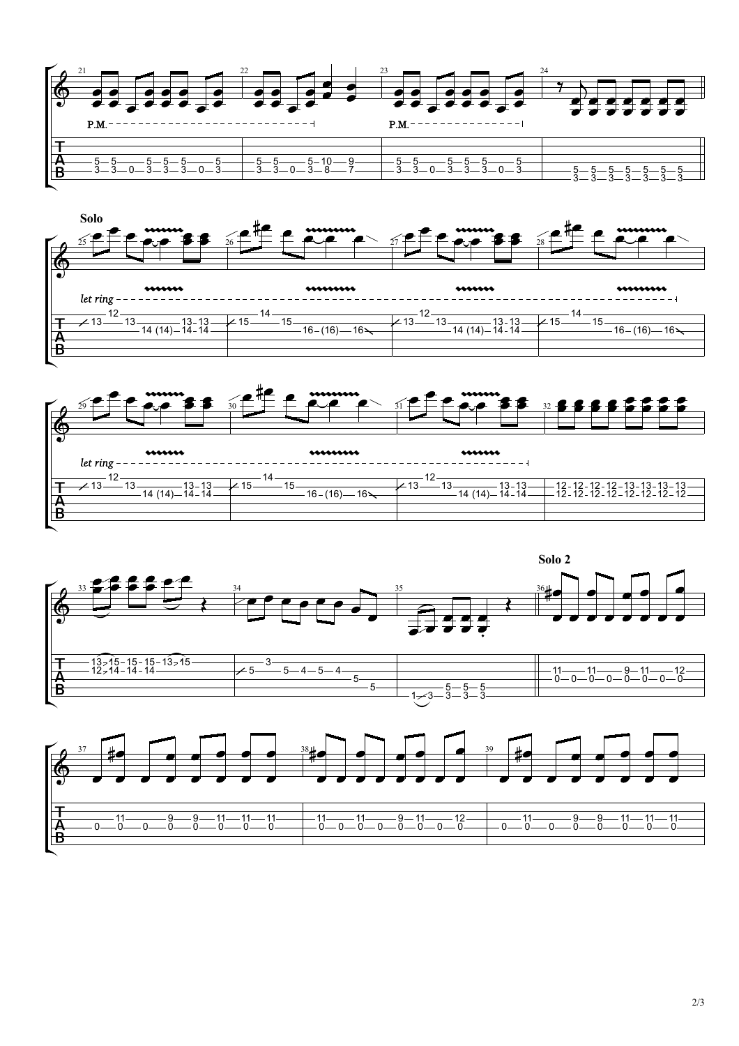P.M.

P.M.

**Solo**

*let ring*

*let ring*

**Solo 2**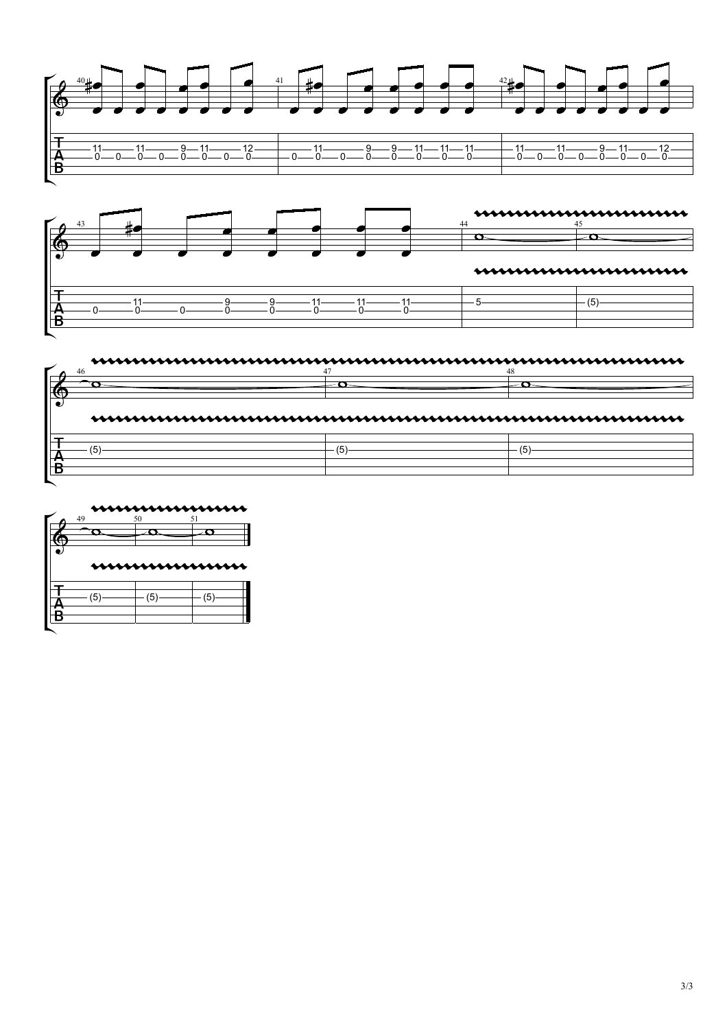```
   40                                     41                                      42
e|-----------------------------------|-----------------------------------|-----------------------------------|
B|-----------------------------------|-----------------------------------|-----------------------------------|
G|-11-----11-----9--11-------12------|------11------9--9--11--11--11----|-11-----11-----9--11-------12------|
D|-0--0---0--0---0--0----0---0-------|-0----0---0---0--0--0---0---0-----|-0--0---0--0---0--0----0---0-------|
A|-----------------------------------|-----------------------------------|-----------------------------------|
E|-----------------------------------|-----------------------------------|-----------------------------------|

   43                                           44          45
                                                ~~~~~~~~~~~~~~~~~~~~~~~~
e|--------------------------------------------|-----------|-----------|
B|--------------------------------------------|-----------|-----------|
G|------11--------9-----9-----11----11----11--|-5---------|-(5)-------|
D|-0----0-----0---0-----0-----0-----0-----0---|-----------|-----------|
A|--------------------------------------------|-----------|-----------|
E|--------------------------------------------|-----------|-----------|

   46                    47              48
   ~~~~~~~~~~~~~~~~~~~~~~~~~~~~~~~~~~~~~~~~~~~~~~~~~~~~~~~
e|---------------------|---------------|---------------|
B|---------------------|---------------|---------------|
G|-(5)-----------------|-(5)-----------|-(5)-----------|
D|---------------------|---------------|---------------|
A|---------------------|---------------|---------------|
E|---------------------|---------------|---------------|

   49      50      51
   ~~~~~~~~~~~~~~~~~~~~~
e|-------|-------|-------||
B|-------|-------|-------||
G|-(5)---|-(5)---|-(5)---||
D|-------|-------|-------||
A|-------|-------|-------||
E|-------|-------|-------||
```